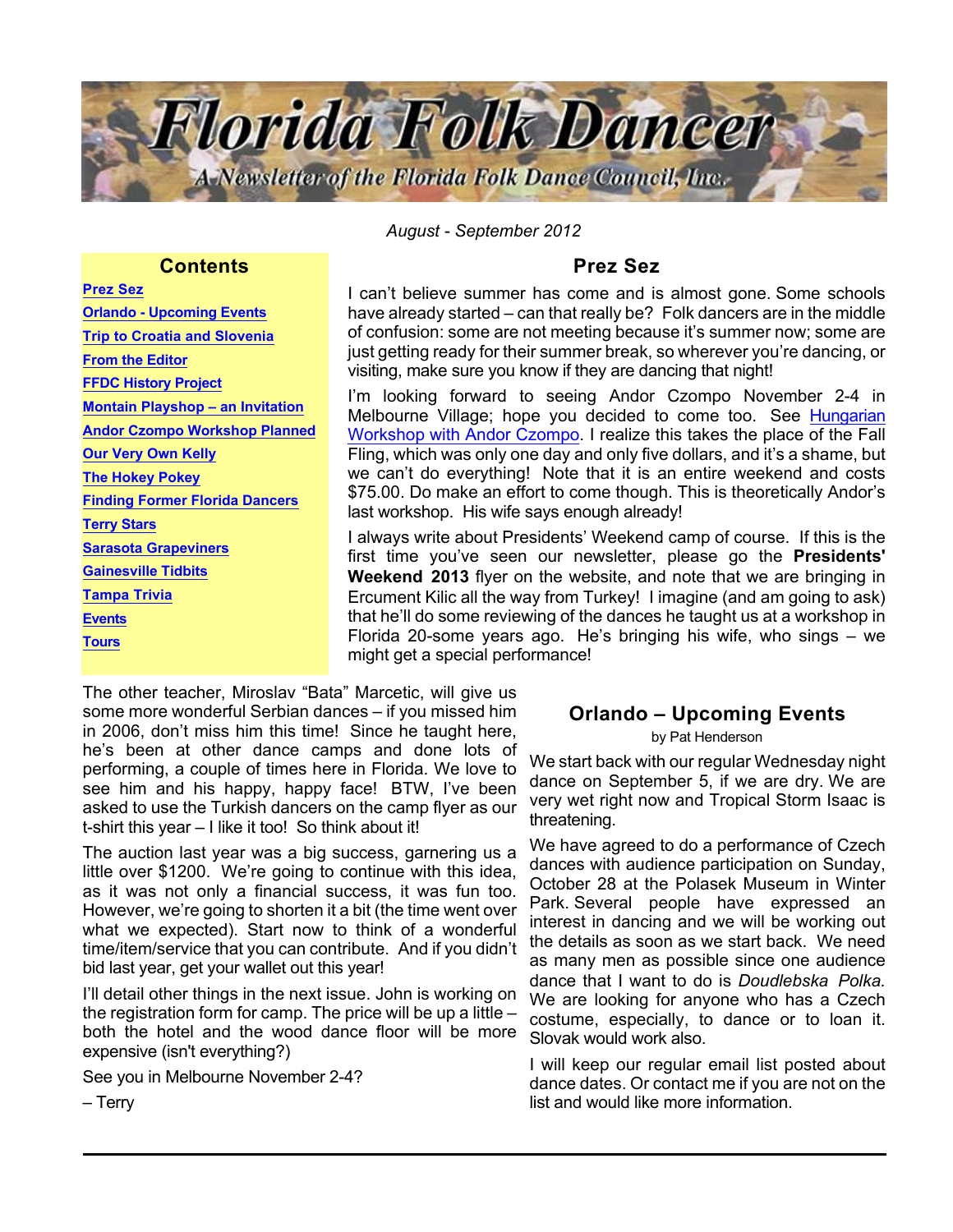# Florida Folk Dancer

A Newsletter of the Florida Folk Dance Council, Inc.

*August - September 2012*

## Contents

- Prez Sez
- Orlando - Upcoming Events
- Trip to Croatia and Slovenia
- From the Editor
- FFDC History Project
- Montain Playshop – an Invitation
- Andor Czompo Workshop Planned
- Our Very Own Kelly
- The Hokey Pokey
- Finding Former Florida Dancers
- Terry Stars
- Sarasota Grapeviners
- Gainesville Tidbits
- Tampa Trivia
- Events
- Tours

## Prez Sez

I can't believe summer has come and is almost gone. Some schools have already started – can that really be? Folk dancers are in the middle of confusion: some are not meeting because it's summer now; some are just getting ready for their summer break, so wherever you're dancing, or visiting, make sure you know if they are dancing that night!

I'm looking forward to seeing Andor Czompo November 2-4 in Melbourne Village; hope you decided to come too. See Hungarian Workshop with Andor Czompo. I realize this takes the place of the Fall Fling, which was only one day and only five dollars, and it's a shame, but we can't do everything! Note that it is an entire weekend and costs $75.00. Do make an effort to come though. This is theoretically Andor's last workshop. His wife says enough already!

I always write about Presidents' Weekend camp of course. If this is the first time you've seen our newsletter, please go the **Presidents' Weekend 2013** flyer on the website, and note that we are bringing in Ercument Kilic all the way from Turkey! I imagine (and am going to ask) that he'll do some reviewing of the dances he taught us at a workshop in Florida 20-some years ago. He's bringing his wife, who sings – we might get a special performance!

The other teacher, Miroslav "Bata" Marcetic, will give us some more wonderful Serbian dances – if you missed him in 2006, don't miss him this time! Since he taught here, he's been at other dance camps and done lots of performing, a couple of times here in Florida. We love to see him and his happy, happy face! BTW, I've been asked to use the Turkish dancers on the camp flyer as our t-shirt this year – I like it too! So think about it!

The auction last year was a big success, garnering us a little over $1200. We're going to continue with this idea, as it was not only a financial success, it was fun too. However, we're going to shorten it a bit (the time went over what we expected). Start now to think of a wonderful time/item/service that you can contribute. And if you didn't bid last year, get your wallet out this year!

I'll detail other things in the next issue. John is working on the registration form for camp. The price will be up a little – both the hotel and the wood dance floor will be more expensive (isn't everything?)

See you in Melbourne November 2-4?

– Terry

## Orlando – Upcoming Events

by Pat Henderson

We start back with our regular Wednesday night dance on September 5, if we are dry. We are very wet right now and Tropical Storm Isaac is threatening.

We have agreed to do a performance of Czech dances with audience participation on Sunday, October 28 at the Polasek Museum in Winter Park. Several people have expressed an interest in dancing and we will be working out the details as soon as we start back. We need as many men as possible since one audience dance that I want to do is *Doudlebska Polka.* We are looking for anyone who has a Czech costume, especially, to dance or to loan it. Slovak would work also.

I will keep our regular email list posted about dance dates. Or contact me if you are not on the list and would like more information.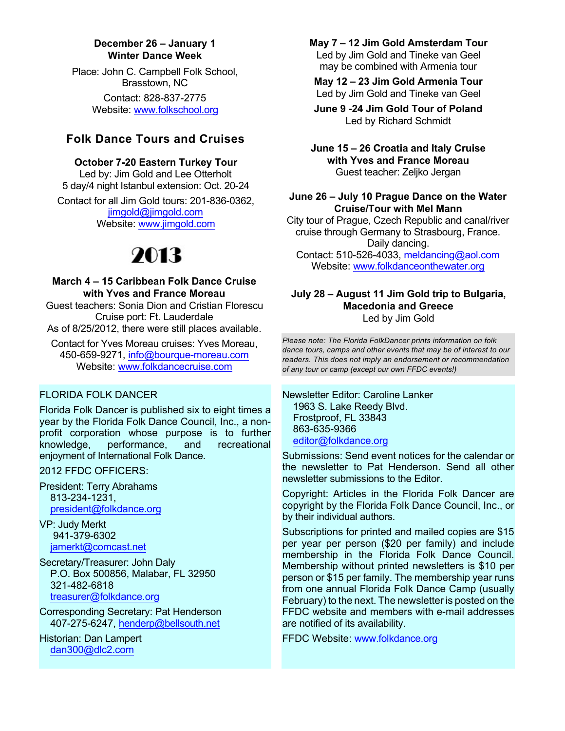**December 26 – January 1**
**Winter Dance Week**

Place: John C. Campbell Folk School, Brasstown, NC

Contact: 828-837-2775
Website: www.folkschool.org

## Folk Dance Tours and Cruises

**October 7-20 Eastern Turkey Tour**
Led by: Jim Gold and Lee Otterholt
5 day/4 night Istanbul extension: Oct. 20-24

Contact for all Jim Gold tours: 201-836-0362, jimgold@jimgold.com
Website: www.jimgold.com

# 2013

**March 4 – 15 Caribbean Folk Dance Cruise with Yves and France Moreau**
Guest teachers: Sonia Dion and Cristian Florescu
Cruise port: Ft. Lauderdale
As of 8/25/2012, there were still places available.

Contact for Yves Moreau cruises: Yves Moreau, 450-659-9271, info@bourque-moreau.com
Website: www.folkdancecruise.com

**May 7 – 12 Jim Gold Amsterdam Tour**
Led by Jim Gold and Tineke van Geel
may be combined with Armenia tour

**May 12 – 23 Jim Gold Armenia Tour**
Led by Jim Gold and Tineke van Geel

**June 9 -24 Jim Gold Tour of Poland**
Led by Richard Schmidt

**June 15 – 26 Croatia and Italy Cruise with Yves and France Moreau**
Guest teacher: Zeljko Jergan

**June 26 – July 10 Prague Dance on the Water Cruise/Tour with Mel Mann**
City tour of Prague, Czech Republic and canal/river cruise through Germany to Strasbourg, France. Daily dancing.
Contact: 510-526-4033, meldancing@aol.com
Website: www.folkdanceonthewater.org

**July 28 – August 11 Jim Gold trip to Bulgaria, Macedonia and Greece**
Led by Jim Gold

*Please note: The Florida FolkDancer prints information on folk dance tours, camps and other events that may be of interest to our readers. This does not imply an endorsement or recommendation of any tour or camp (except our own FFDC events!)*

FLORIDA FOLK DANCER

Florida Folk Dancer is published six to eight times a year by the Florida Folk Dance Council, Inc., a non-profit corporation whose purpose is to further knowledge, performance, and recreational enjoyment of International Folk Dance.

2012 FFDC OFFICERS:

President: Terry Abrahams
813-234-1231,
president@folkdance.org

VP: Judy Merkt
941-379-6302
jamerkt@comcast.net

Secretary/Treasurer: John Daly
P.O. Box 500856, Malabar, FL 32950
321-482-6818
treasurer@folkdance.org

Corresponding Secretary: Pat Henderson
407-275-6247, henderp@bellsouth.net

Historian: Dan Lampert
dan300@dlc2.com

Newsletter Editor: Caroline Lanker
1963 S. Lake Reedy Blvd.
Frostproof, FL 33843
863-635-9366
editor@folkdance.org

Submissions: Send event notices for the calendar or the newsletter to Pat Henderson. Send all other newsletter submissions to the Editor.

Copyright: Articles in the Florida Folk Dancer are copyright by the Florida Folk Dance Council, Inc., or by their individual authors.

Subscriptions for printed and mailed copies are $15 per year per person ($20 per family) and include membership in the Florida Folk Dance Council. Membership without printed newsletters is $10 per person or $15 per family. The membership year runs from one annual Florida Folk Dance Camp (usually February) to the next. The newsletter is posted on the FFDC website and members with e-mail addresses are notified of its availability.

FFDC Website: www.folkdance.org